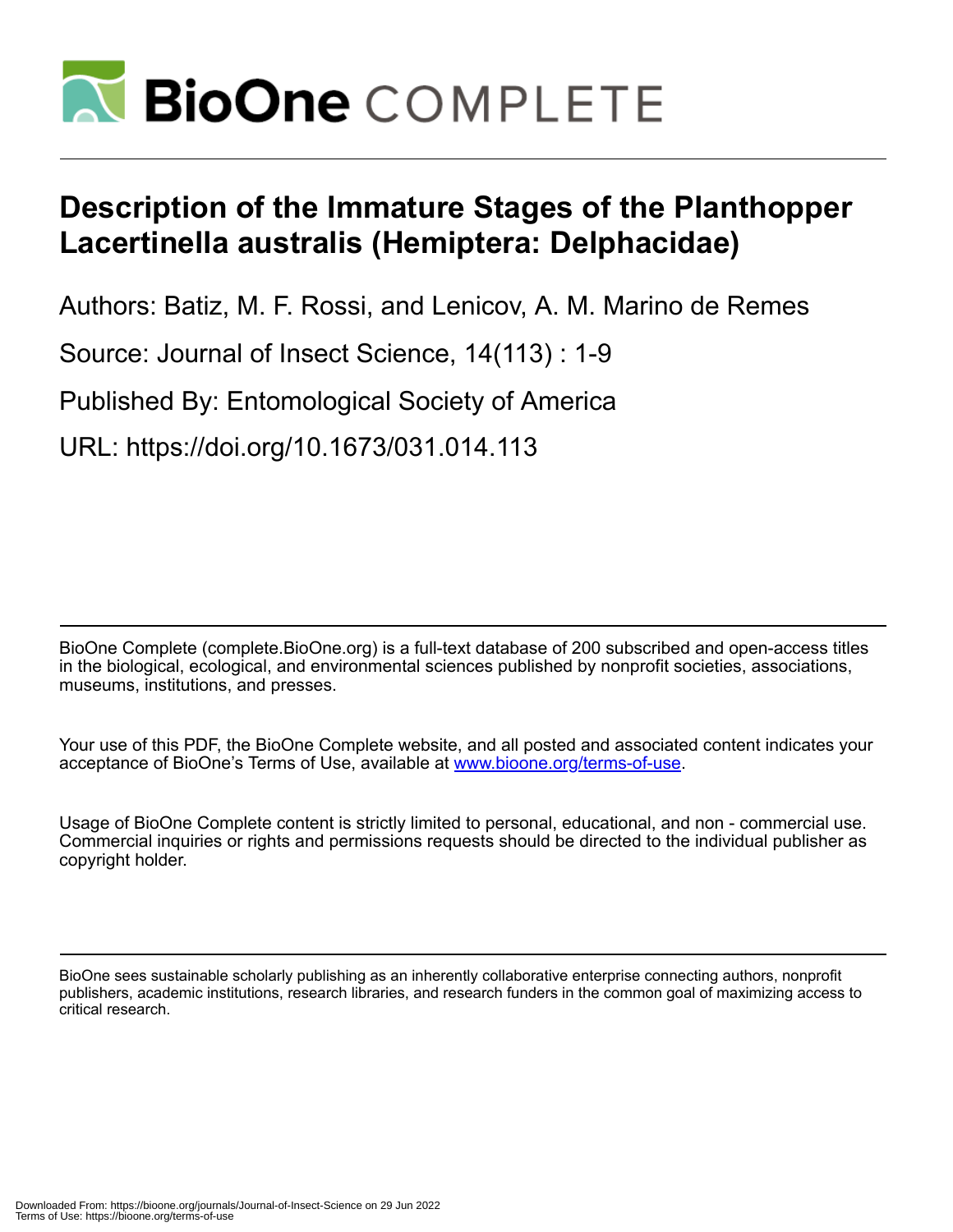# Description of the Immature Stages of the Planthopper Lacertinella australis (Hemiptera: Delphacidae)

Authors: Batiz, M. F. Rossi, and Lenicov, A. M. Marino de Remes

Source: Journal of Insect Science, 14(113) : 1-9

Published By: Entomological Society of America

URL: https://doi.org/10.1673/031.014.113

BioOne Complete (complete.BioOne.org) is a full-text database of 200 subscribed and open-access titles in the biological, ecological, and environmental sciences published by nonprofit societies, associations, museums, institutions, and presses.

Your use of this PDF, the BioOne Complete website, and all posted and associated content indicates your acceptance of BioOne's Terms of Use, available at www.bioone.org/terms-of-use.

Usage of BioOne Complete content is strictly limited to personal, educational, and non - commercial use. Commercial inquiries or rights and permissions requests should be directed to the individual publisher as copyright holder.

BioOne sees sustainable scholarly publishing as an inherently collaborative enterprise connecting authors, nonprofit publishers, academic institutions, research libraries, and research funders in the common goal of maximizing access to critical research.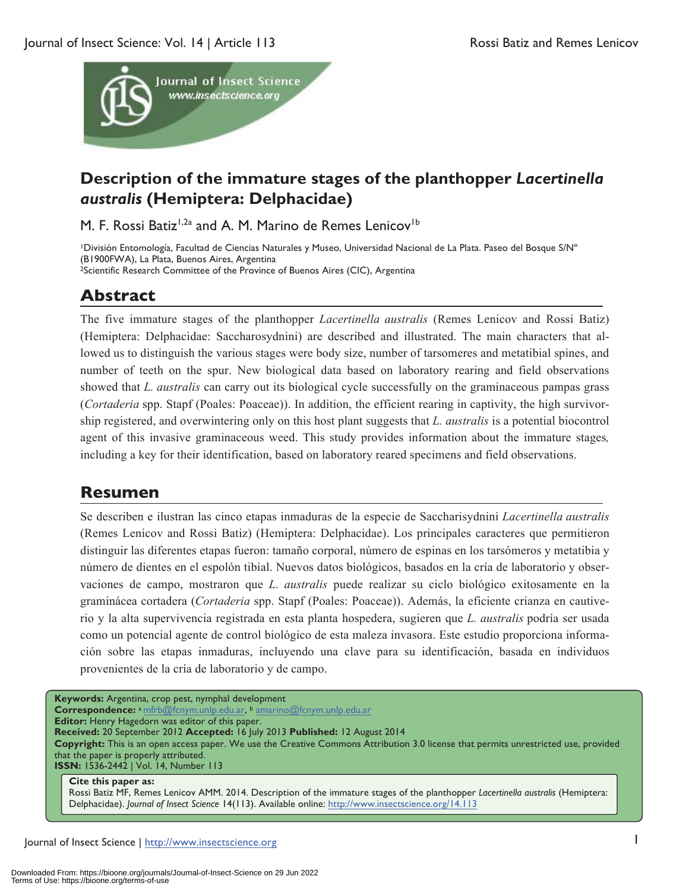# Description of the immature stages of the planthopper *Lacertinella australis* (Hemiptera: Delphacidae)

M. F. Rossi Batiz[1,2a] and A. M. Marino de Remes Lenicov[1b]

[1]División Entomología, Facultad de Ciencias Naturales y Museo, Universidad Nacional de La Plata. Paseo del Bosque S/Nº (B1900FWA), La Plata, Buenos Aires, Argentina
[2]Scientific Research Committee of the Province of Buenos Aires (CIC), Argentina

## Abstract

The five immature stages of the planthopper *Lacertinella australis* (Remes Lenicov and Rossi Batiz) (Hemiptera: Delphacidae: Saccharosydnini) are described and illustrated. The main characters that allowed us to distinguish the various stages were body size, number of tarsomeres and metatibial spines, and number of teeth on the spur. New biological data based on laboratory rearing and field observations showed that *L. australis* can carry out its biological cycle successfully on the graminaceous pampas grass (*Cortaderia* spp. Stapf (Poales: Poaceae)). In addition, the efficient rearing in captivity, the high survivorship registered, and overwintering only on this host plant suggests that *L. australis* is a potential biocontrol agent of this invasive graminaceous weed. This study provides information about the immature stages, including a key for their identification, based on laboratory reared specimens and field observations.

## Resumen

Se describen e ilustran las cinco etapas inmaduras de la especie de Saccharisydnini *Lacertinella australis* (Remes Lenicov and Rossi Batiz) (Hemiptera: Delphacidae). Los principales caracteres que permitieron distinguir las diferentes etapas fueron: tamaño corporal, número de espinas en los tarsómeros y metatibia y número de dientes en el espolón tibial. Nuevos datos biológicos, basados en la cría de laboratorio y observaciones de campo, mostraron que *L. australis* puede realizar su ciclo biológico exitosamente en la graminácea cortadera (*Cortaderia* spp. Stapf (Poales: Poaceae)). Además, la eficiente crianza en cautiverio y la alta supervivencia registrada en esta planta hospedera, sugieren que *L. australis* podría ser usada como un potencial agente de control biológico de esta maleza invasora. Este estudio proporciona información sobre las etapas inmaduras, incluyendo una clave para su identificación, basada en individuos provenientes de la cría de laboratorio y de campo.

**Keywords:** Argentina, crop pest, nymphal development
**Correspondence:** [a] mfrb@fcnym.unlp.edu.ar, [b] amarino@fcnym.unlp.edu.ar
**Editor:** Henry Hagedorn was editor of this paper.
**Received:** 20 September 2012 **Accepted:** 16 July 2013 **Published:** 12 August 2014
**Copyright:** This is an open access paper. We use the Creative Commons Attribution 3.0 license that permits unrestricted use, provided that the paper is properly attributed.
**ISSN:** 1536-2442 | Vol. 14, Number 113

**Cite this paper as:**
Rossi Batiz MF, Remes Lenicov AMM. 2014. Description of the immature stages of the planthopper *Lacertinella australis* (Hemiptera: Delphacidae). *Journal of Insect Science* 14(113). Available online: http://www.insectscience.org/14.113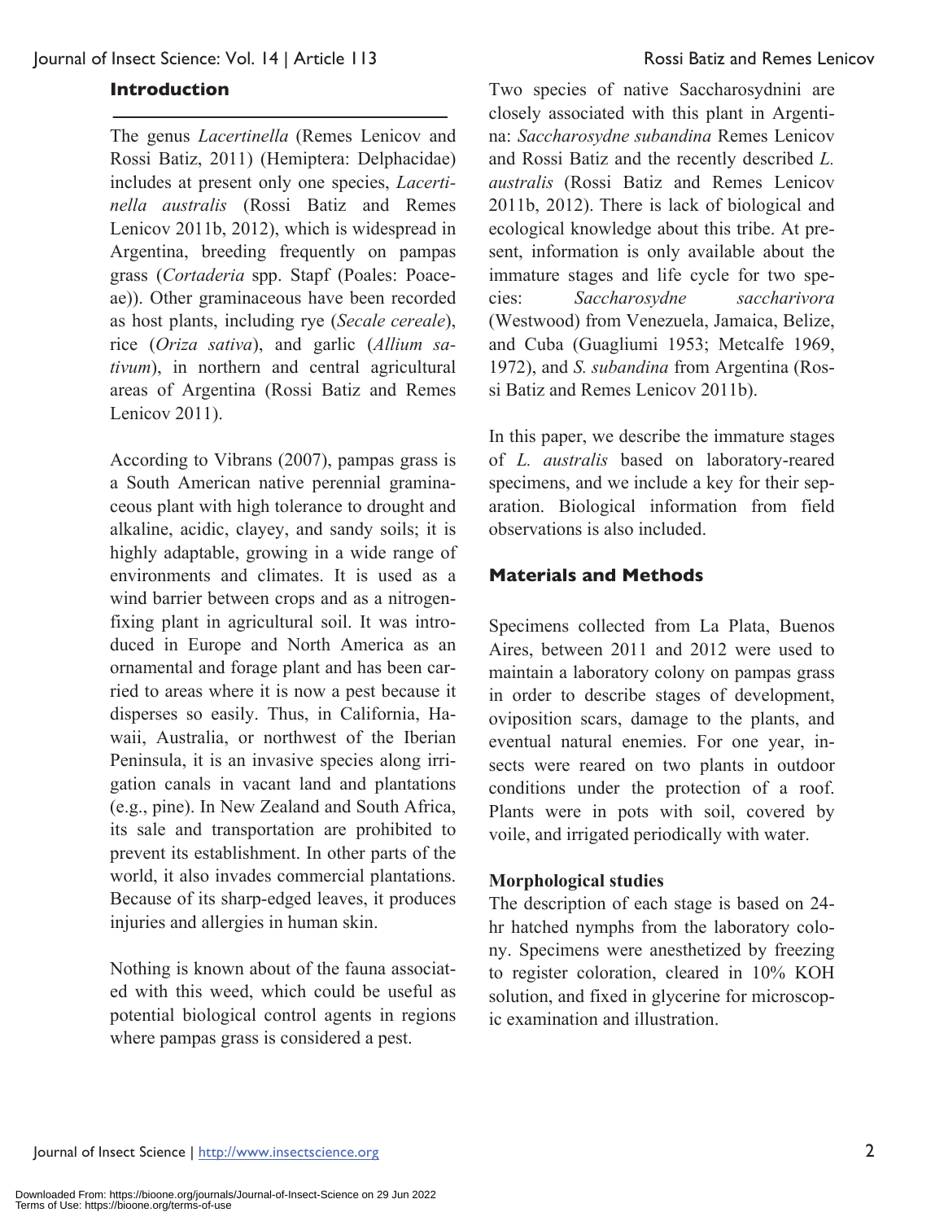## Introduction

The genus *Lacertinella* (Remes Lenicov and Rossi Batiz, 2011) (Hemiptera: Delphacidae) includes at present only one species, *Lacertinella australis* (Rossi Batiz and Remes Lenicov 2011b, 2012), which is widespread in Argentina, breeding frequently on pampas grass (*Cortaderia* spp. Stapf (Poales: Poaceae)). Other graminaceous have been recorded as host plants, including rye (*Secale cereale*), rice (*Oriza sativa*), and garlic (*Allium sativum*), in northern and central agricultural areas of Argentina (Rossi Batiz and Remes Lenicov 2011).

According to Vibrans (2007), pampas grass is a South American native perennial graminaceous plant with high tolerance to drought and alkaline, acidic, clayey, and sandy soils; it is highly adaptable, growing in a wide range of environments and climates. It is used as a wind barrier between crops and as a nitrogen-fixing plant in agricultural soil. It was introduced in Europe and North America as an ornamental and forage plant and has been carried to areas where it is now a pest because it disperses so easily. Thus, in California, Hawaii, Australia, or northwest of the Iberian Peninsula, it is an invasive species along irrigation canals in vacant land and plantations (e.g., pine). In New Zealand and South Africa, its sale and transportation are prohibited to prevent its establishment. In other parts of the world, it also invades commercial plantations. Because of its sharp-edged leaves, it produces injuries and allergies in human skin.

Nothing is known about of the fauna associated with this weed, which could be useful as potential biological control agents in regions where pampas grass is considered a pest.

Two species of native Saccharosydnini are closely associated with this plant in Argentina: *Saccharosydne subandina* Remes Lenicov and Rossi Batiz and the recently described *L. australis* (Rossi Batiz and Remes Lenicov 2011b, 2012). There is lack of biological and ecological knowledge about this tribe. At present, information is only available about the immature stages and life cycle for two species: *Saccharosydne saccharivora* (Westwood) from Venezuela, Jamaica, Belize, and Cuba (Guagliumi 1953; Metcalfe 1969, 1972), and *S. subandina* from Argentina (Rossi Batiz and Remes Lenicov 2011b).

In this paper, we describe the immature stages of *L. australis* based on laboratory-reared specimens, and we include a key for their separation. Biological information from field observations is also included.

## Materials and Methods

Specimens collected from La Plata, Buenos Aires, between 2011 and 2012 were used to maintain a laboratory colony on pampas grass in order to describe stages of development, oviposition scars, damage to the plants, and eventual natural enemies. For one year, insects were reared on two plants in outdoor conditions under the protection of a roof. Plants were in pots with soil, covered by voile, and irrigated periodically with water.

### Morphological studies

The description of each stage is based on 24-hr hatched nymphs from the laboratory colony. Specimens were anesthetized by freezing to register coloration, cleared in 10% KOH solution, and fixed in glycerine for microscopic examination and illustration.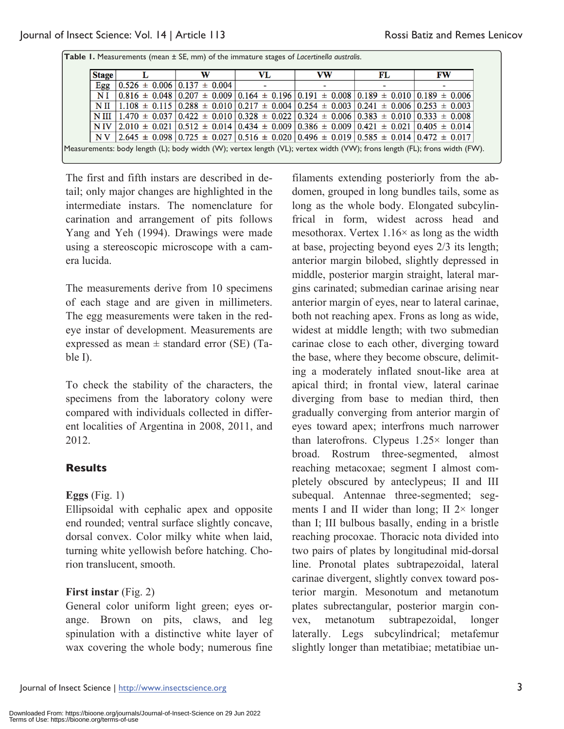**Table 1.** Measurements (mean ± SE, mm) of the immature stages of *Lacertinella australis*.

| Stage | L | W | VL | VW | FL | FW |
|---|---|---|---|---|---|---|
| Egg | 0.526 ± 0.006 | 0.137 ± 0.004 | - | - | - | - |
| N I | 0.816 ± 0.048 | 0.207 ± 0.009 | 0.164 ± 0.196 | 0.191 ± 0.008 | 0.189 ± 0.010 | 0.189 ± 0.006 |
| N II | 1.108 ± 0.115 | 0.288 ± 0.010 | 0.217 ± 0.004 | 0.254 ± 0.003 | 0.241 ± 0.006 | 0.253 ± 0.003 |
| N III | 1.470 ± 0.037 | 0.422 ± 0.010 | 0.328 ± 0.022 | 0.324 ± 0.006 | 0.383 ± 0.010 | 0.333 ± 0.008 |
| N IV | 2.010 ± 0.021 | 0.512 ± 0.014 | 0.434 ± 0.009 | 0.386 ± 0.009 | 0.421 ± 0.021 | 0.405 ± 0.014 |
| N V | 2.645 ± 0.098 | 0.725 ± 0.027 | 0.516 ± 0.020 | 0.496 ± 0.019 | 0.585 ± 0.014 | 0.472 ± 0.017 |

Measurements: body length (L); body width (W); vertex length (VL); vertex width (VW); frons length (FL); frons width (FW).

The first and fifth instars are described in detail; only major changes are highlighted in the intermediate instars. The nomenclature for carination and arrangement of pits follows Yang and Yeh (1994). Drawings were made using a stereoscopic microscope with a camera lucida.

The measurements derive from 10 specimens of each stage and are given in millimeters. The egg measurements were taken in the red-eye instar of development. Measurements are expressed as mean ± standard error (SE) (Table I).

To check the stability of the characters, the specimens from the laboratory colony were compared with individuals collected in different localities of Argentina in 2008, 2011, and 2012.

## Results

**Eggs** (Fig. 1)
Ellipsoidal with cephalic apex and opposite end rounded; ventral surface slightly concave, dorsal convex. Color milky white when laid, turning white yellowish before hatching. Chorion translucent, smooth.

**First instar** (Fig. 2)
General color uniform light green; eyes orange. Brown on pits, claws, and leg spinulation with a distinctive white layer of wax covering the whole body; numerous fine filaments extending posteriorly from the abdomen, grouped in long bundles tails, some as long as the whole body. Elongated subcylinfrical in form, widest across head and mesothorax. Vertex 1.16× as long as the width at base, projecting beyond eyes 2/3 its length; anterior margin bilobed, slightly depressed in middle, posterior margin straight, lateral margins carinated; submedian carinae arising near anterior margin of eyes, near to lateral carinae, both not reaching apex. Frons as long as wide, widest at middle length; with two submedian carinae close to each other, diverging toward the base, where they become obscure, delimiting a moderately inflated snout-like area at apical third; in frontal view, lateral carinae diverging from base to median third, then gradually converging from anterior margin of eyes toward apex; interfrons much narrower than laterofrons. Clypeus 1.25× longer than broad. Rostrum three-segmented, almost reaching metacoxae; segment I almost completely obscured by anteclypeus; II and III subequal. Antennae three-segmented; segments I and II wider than long; II 2× longer than I; III bulbous basally, ending in a bristle reaching procoxae. Thoracic nota divided into two pairs of plates by longitudinal mid-dorsal line. Pronotal plates subtrapezoidal, lateral carinae divergent, slightly convex toward posterior margin. Mesonotum and metanotum plates subrectangular, posterior margin convex, metanotum subtrapezoidal, longer laterally. Legs subcylindrical; metafemur slightly longer than metatibiae; metatibiae un-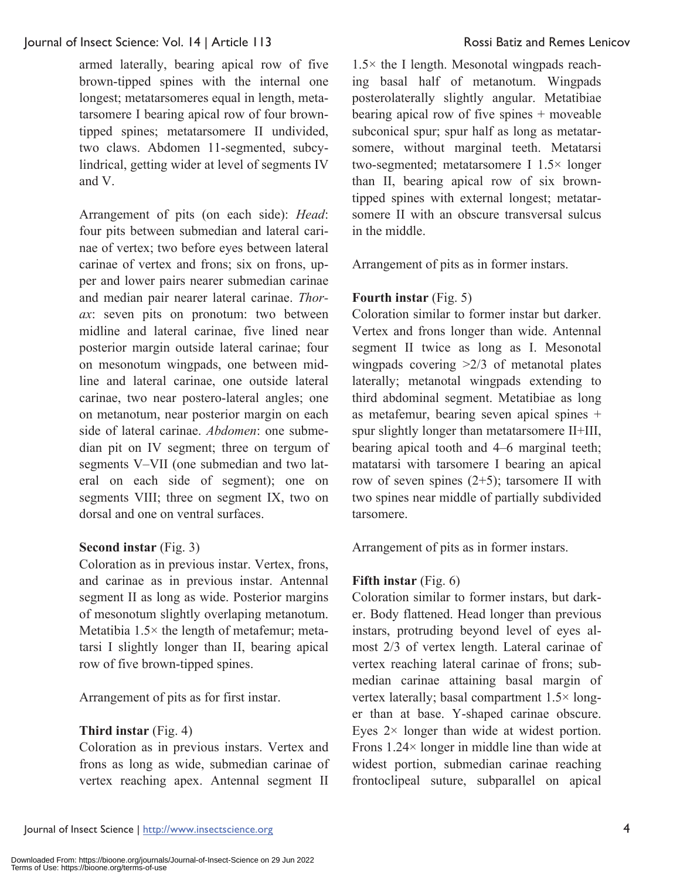armed laterally, bearing apical row of five brown-tipped spines with the internal one longest; metatarsomeres equal in length, metatarsomere I bearing apical row of four brown-tipped spines; metatarsomere II undivided, two claws. Abdomen 11-segmented, subcylindrical, getting wider at level of segments IV and V.

Arrangement of pits (on each side): *Head*: four pits between submedian and lateral carinae of vertex; two before eyes between lateral carinae of vertex and frons; six on frons, upper and lower pairs nearer submedian carinae and median pair nearer lateral carinae. *Thorax*: seven pits on pronotum: two between midline and lateral carinae, five lined near posterior margin outside lateral carinae; four on mesonotum wingpads, one between midline and lateral carinae, one outside lateral carinae, two near postero-lateral angles; one on metanotum, near posterior margin on each side of lateral carinae. *Abdomen*: one submedian pit on IV segment; three on tergum of segments V–VII (one submedian and two lateral on each side of segment); one on segments VIII; three on segment IX, two on dorsal and one on ventral surfaces.

**Second instar** (Fig. 3)
Coloration as in previous instar. Vertex, frons, and carinae as in previous instar. Antennal segment II as long as wide. Posterior margins of mesonotum slightly overlaping metanotum. Metatibia 1.5× the length of metafemur; metatarsi I slightly longer than II, bearing apical row of five brown-tipped spines.

Arrangement of pits as for first instar.

**Third instar** (Fig. 4)
Coloration as in previous instars. Vertex and frons as long as wide, submedian carinae of vertex reaching apex. Antennal segment II 1.5× the I length. Mesonotal wingpads reaching basal half of metanotum. Wingpads posterolaterally slightly angular. Metatibiae bearing apical row of five spines + moveable subconical spur; spur half as long as metatarsomere, without marginal teeth. Metatarsi two-segmented; metatarsomere I 1.5× longer than II, bearing apical row of six brown-tipped spines with external longest; metatarsomere II with an obscure transversal sulcus in the middle.

Arrangement of pits as in former instars.

**Fourth instar** (Fig. 5)
Coloration similar to former instar but darker. Vertex and frons longer than wide. Antennal segment II twice as long as I. Mesonotal wingpads covering >2/3 of metanotal plates laterally; metanotal wingpads extending to third abdominal segment. Metatibiae as long as metafemur, bearing seven apical spines + spur slightly longer than metatarsomere II+III, bearing apical tooth and 4–6 marginal teeth; matatarsi with tarsomere I bearing an apical row of seven spines (2+5); tarsomere II with two spines near middle of partially subdivided tarsomere.

Arrangement of pits as in former instars.

**Fifth instar** (Fig. 6)
Coloration similar to former instars, but darker. Body flattened. Head longer than previous instars, protruding beyond level of eyes almost 2/3 of vertex length. Lateral carinae of vertex reaching lateral carinae of frons; submedian carinae attaining basal margin of vertex laterally; basal compartment 1.5× longer than at base. Y-shaped carinae obscure. Eyes 2× longer than wide at widest portion. Frons 1.24× longer in middle line than wide at widest portion, submedian carinae reaching frontoclipeal suture, subparallel on apical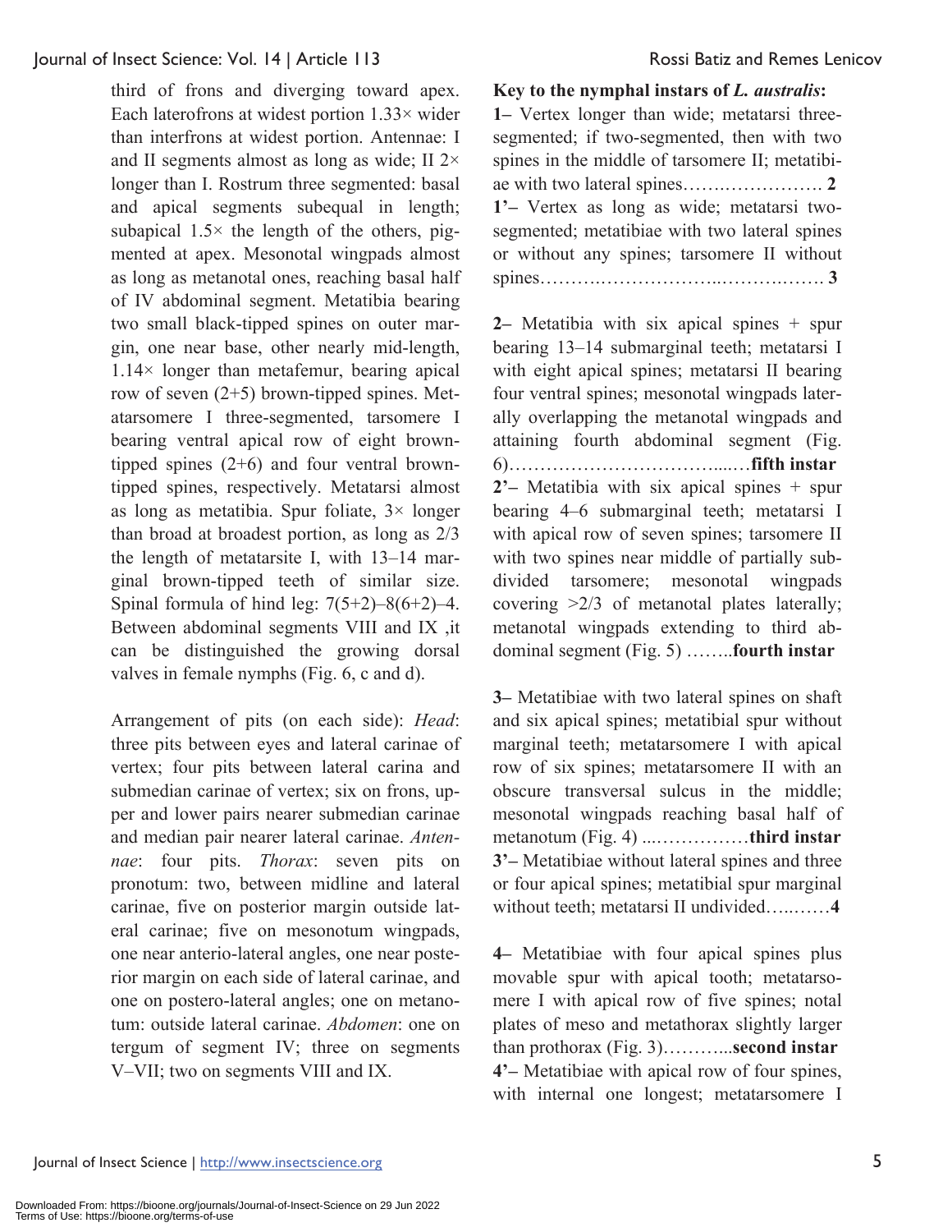third of frons and diverging toward apex. Each laterofrons at widest portion 1.33× wider than interfrons at widest portion. Antennae: I and II segments almost as long as wide; II 2× longer than I. Rostrum three segmented: basal and apical segments subequal in length; subapical 1.5× the length of the others, pigmented at apex. Mesonotal wingpads almost as long as metanotal ones, reaching basal half of IV abdominal segment. Metatibia bearing two small black-tipped spines on outer margin, one near base, other nearly mid-length, 1.14× longer than metafemur, bearing apical row of seven (2+5) brown-tipped spines. Metatarsomere I three-segmented, tarsomere I bearing ventral apical row of eight brown-tipped spines (2+6) and four ventral brown-tipped spines, respectively. Metatarsi almost as long as metatibia. Spur foliate, 3× longer than broad at broadest portion, as long as 2/3 the length of metatarsite I, with 13–14 marginal brown-tipped teeth of similar size. Spinal formula of hind leg: 7(5+2)–8(6+2)–4. Between abdominal segments VIII and IX ,it can be distinguished the growing dorsal valves in female nymphs (Fig. 6, c and d).

Arrangement of pits (on each side): *Head*: three pits between eyes and lateral carinae of vertex; four pits between lateral carina and submedian carinae of vertex; six on frons, upper and lower pairs nearer submedian carinae and median pair nearer lateral carinae. *Antennae*: four pits. *Thorax*: seven pits on pronotum: two, between midline and lateral carinae, five on posterior margin outside lateral carinae; five on mesonotum wingpads, one near anterio-lateral angles, one near posterior margin on each side of lateral carinae, and one on postero-lateral angles; one on metanotum: outside lateral carinae. *Abdomen*: one on tergum of segment IV; three on segments V–VII; two on segments VIII and IX.

**Key to the nymphal instars of *L. australis*:**

**1–** Vertex longer than wide; metatarsi three-segmented; if two-segmented, then with two spines in the middle of tarsomere II; metatibiae with two lateral spines……..……………. **2**

**1'–** Vertex as long as wide; metatarsi two-segmented; metatibiae with two lateral spines or without any spines; tarsomere II without spines……….………………..…….……. **3**

**2–** Metatibia with six apical spines + spur bearing 13–14 submarginal teeth; metatarsi I with eight apical spines; metatarsi II bearing four ventral spines; mesonotal wingpads laterally overlapping the metanotal wingpads and attaining fourth abdominal segment (Fig. 6)……………………………....…**fifth instar**

**2'–** Metatibia with six apical spines + spur bearing 4–6 submarginal teeth; metatarsi I with apical row of seven spines; tarsomere II with two spines near middle of partially subdivided tarsomere; mesonotal wingpads covering >2/3 of metanotal plates laterally; metanotal wingpads extending to third abdominal segment (Fig. 5) ……..**fourth instar**

**3–** Metatibiae with two lateral spines on shaft and six apical spines; metatibial spur without marginal teeth; metatarsomere I with apical row of six spines; metatarsomere II with an obscure transversal sulcus in the middle; mesonotal wingpads reaching basal half of metanotum (Fig. 4) ...……………**third instar**

**3'–** Metatibiae without lateral spines and three or four apical spines; metatibial spur marginal without teeth; metatarsi II undivided…..……**4**

**4–** Metatibiae with four apical spines plus movable spur with apical tooth; metatarsomere I with apical row of five spines; notal plates of meso and metathorax slightly larger than prothorax (Fig. 3)………...**second instar**

**4'–** Metatibiae with apical row of four spines, with internal one longest; metatarsomere I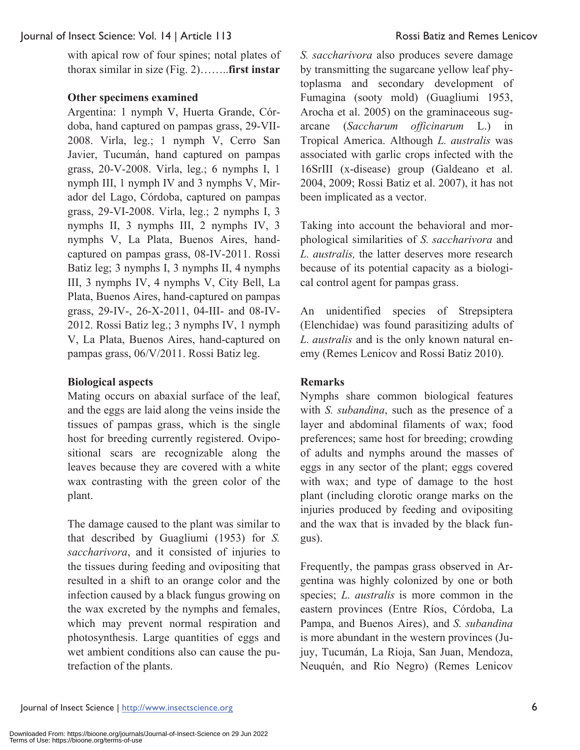with apical row of four spines; notal plates of thorax similar in size (Fig. 2)……..**first instar**

**Other specimens examined**

Argentina: 1 nymph V, Huerta Grande, Córdoba, hand captured on pampas grass, 29-VII-2008. Virla, leg.; 1 nymph V, Cerro San Javier, Tucumán, hand captured on pampas grass, 20-V-2008. Virla, leg.; 6 nymphs I, 1 nymph III, 1 nymph IV and 3 nymphs V, Mirador del Lago, Córdoba, captured on pampas grass, 29-VI-2008. Virla, leg.; 2 nymphs I, 3 nymphs II, 3 nymphs III, 2 nymphs IV, 3 nymphs V, La Plata, Buenos Aires, hand-captured on pampas grass, 08-IV-2011. Rossi Batiz leg; 3 nymphs I, 3 nymphs II, 4 nymphs III, 3 nymphs IV, 4 nymphs V, City Bell, La Plata, Buenos Aires, hand-captured on pampas grass, 29-IV-, 26-X-2011, 04-III- and 08-IV-2012. Rossi Batiz leg.; 3 nymphs IV, 1 nymph V, La Plata, Buenos Aires, hand-captured on pampas grass, 06/V/2011. Rossi Batiz leg.

**Biological aspects**

Mating occurs on abaxial surface of the leaf, and the eggs are laid along the veins inside the tissues of pampas grass, which is the single host for breeding currently registered. Ovipositional scars are recognizable along the leaves because they are covered with a white wax contrasting with the green color of the plant.

The damage caused to the plant was similar to that described by Guagliumi (1953) for *S. saccharivora*, and it consisted of injuries to the tissues during feeding and ovipositing that resulted in a shift to an orange color and the infection caused by a black fungus growing on the wax excreted by the nymphs and females, which may prevent normal respiration and photosynthesis. Large quantities of eggs and wet ambient conditions also can cause the putrefaction of the plants.

*S. saccharivora* also produces severe damage by transmitting the sugarcane yellow leaf phytoplasma and secondary development of Fumagina (sooty mold) (Guagliumi 1953, Arocha et al. 2005) on the graminaceous sugarcane (*Saccharum officinarum* L.) in Tropical America. Although *L. australis* was associated with garlic crops infected with the 16SrIII (x-disease) group (Galdeano et al. 2004, 2009; Rossi Batiz et al. 2007), it has not been implicated as a vector.

Taking into account the behavioral and morphological similarities of *S. saccharivora* and *L. australis,* the latter deserves more research because of its potential capacity as a biological control agent for pampas grass.

An unidentified species of Strepsiptera (Elenchidae) was found parasitizing adults of *L. australis* and is the only known natural enemy (Remes Lenicov and Rossi Batiz 2010).

**Remarks**

Nymphs share common biological features with *S. subandina*, such as the presence of a layer and abdominal filaments of wax; food preferences; same host for breeding; crowding of adults and nymphs around the masses of eggs in any sector of the plant; eggs covered with wax; and type of damage to the host plant (including clorotic orange marks on the injuries produced by feeding and ovipositing and the wax that is invaded by the black fungus).

Frequently, the pampas grass observed in Argentina was highly colonized by one or both species; *L. australis* is more common in the eastern provinces (Entre Ríos, Córdoba, La Pampa, and Buenos Aires), and *S. subandina* is more abundant in the western provinces (Jujuy, Tucumán, La Rioja, San Juan, Mendoza, Neuquén, and Río Negro) (Remes Lenicov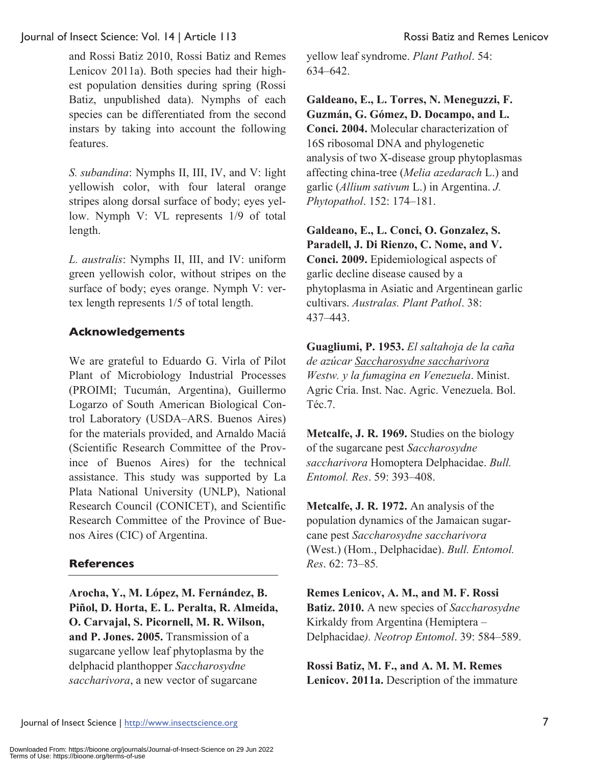and Rossi Batiz 2010, Rossi Batiz and Remes Lenicov 2011a). Both species had their highest population densities during spring (Rossi Batiz, unpublished data). Nymphs of each species can be differentiated from the second instars by taking into account the following features.

*S. subandina*: Nymphs II, III, IV, and V: light yellowish color, with four lateral orange stripes along dorsal surface of body; eyes yellow. Nymph V: VL represents 1/9 of total length.

*L. australis*: Nymphs II, III, and IV: uniform green yellowish color, without stripes on the surface of body; eyes orange. Nymph V: vertex length represents 1/5 of total length.

## Acknowledgements

We are grateful to Eduardo G. Virla of Pilot Plant of Microbiology Industrial Processes (PROIMI; Tucumán, Argentina), Guillermo Logarzo of South American Biological Control Laboratory (USDA–ARS. Buenos Aires) for the materials provided, and Arnaldo Maciá (Scientific Research Committee of the Province of Buenos Aires) for the technical assistance. This study was supported by La Plata National University (UNLP), National Research Council (CONICET), and Scientific Research Committee of the Province of Buenos Aires (CIC) of Argentina.

## References

**Arocha, Y., M. López, M. Fernández, B. Piñol, D. Horta, E. L. Peralta, R. Almeida, O. Carvajal, S. Picornell, M. R. Wilson, and P. Jones. 2005.** Transmission of a sugarcane yellow leaf phytoplasma by the delphacid planthopper *Saccharosydne saccharivora*, a new vector of sugarcane yellow leaf syndrome. *Plant Pathol*. 54: 634–642.

**Galdeano, E., L. Torres, N. Meneguzzi, F. Guzmán, G. Gómez, D. Docampo, and L. Conci. 2004.** Molecular characterization of 16S ribosomal DNA and phylogenetic analysis of two X-disease group phytoplasmas affecting china-tree (*Melia azedarach* L.) and garlic (*Allium sativum* L.) in Argentina. *J. Phytopathol*. 152: 174–181.

**Galdeano, E., L. Conci, O. Gonzalez, S. Paradell, J. Di Rienzo, C. Nome, and V. Conci. 2009.** Epidemiological aspects of garlic decline disease caused by a phytoplasma in Asiatic and Argentinean garlic cultivars. *Australas. Plant Pathol*. 38: 437–443.

**Guagliumi, P. 1953.** *El saltahoja de la caña de azúcar Saccharosydne saccharivora Westw. y la fumagina en Venezuela*. Minist. Agric Cría. Inst. Nac. Agric. Venezuela. Bol. Téc.7.

**Metcalfe, J. R. 1969.** Studies on the biology of the sugarcane pest *Saccharosydne saccharivora* Homoptera Delphacidae. *Bull. Entomol. Res*. 59: 393–408.

**Metcalfe, J. R. 1972.** An analysis of the population dynamics of the Jamaican sugarcane pest *Saccharosydne saccharivora* (West.) (Hom., Delphacidae). *Bull. Entomol. Res*. 62: 73–85.

**Remes Lenicov, A. M., and M. F. Rossi Batiz. 2010.** A new species of *Saccharosydne* Kirkaldy from Argentina (Hemiptera – Delphacidae*). Neotrop Entomol*. 39: 584–589.

**Rossi Batiz, M. F., and A. M. M. Remes Lenicov. 2011a.** Description of the immature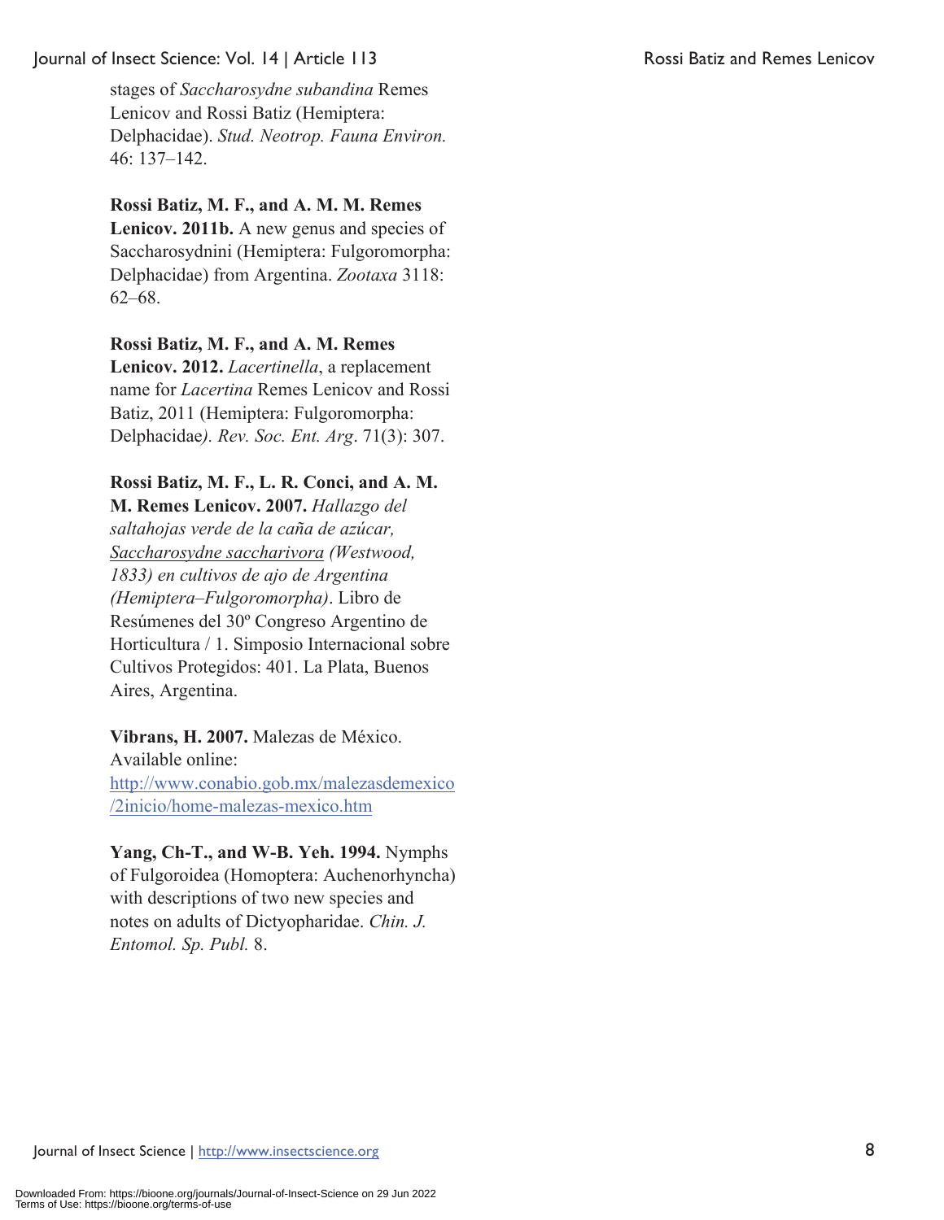stages of *Saccharosydne subandina* Remes Lenicov and Rossi Batiz (Hemiptera: Delphacidae). *Stud. Neotrop. Fauna Environ.* 46: 137–142.

**Rossi Batiz, M. F., and A. M. M. Remes Lenicov. 2011b.** A new genus and species of Saccharosydnini (Hemiptera: Fulgoromorpha: Delphacidae) from Argentina. *Zootaxa* 3118: 62–68.

**Rossi Batiz, M. F., and A. M. Remes Lenicov. 2012.** *Lacertinella*, a replacement name for *Lacertina* Remes Lenicov and Rossi Batiz, 2011 (Hemiptera: Fulgoromorpha: Delphacidae*). Rev. Soc. Ent. Arg*. 71(3): 307.

**Rossi Batiz, M. F., L. R. Conci, and A. M. M. Remes Lenicov. 2007.** *Hallazgo del saltahojas verde de la caña de azúcar, Saccharosydne saccharivora (Westwood, 1833) en cultivos de ajo de Argentina (Hemiptera–Fulgoromorpha)*. Libro de Resúmenes del 30º Congreso Argentino de Horticultura / 1. Simposio Internacional sobre Cultivos Protegidos: 401. La Plata, Buenos Aires, Argentina.

**Vibrans, H. 2007.** Malezas de México. Available online: http://www.conabio.gob.mx/malezasdemexico/2inicio/home-malezas-mexico.htm

**Yang, Ch-T., and W-B. Yeh. 1994.** Nymphs of Fulgoroidea (Homoptera: Auchenorhyncha) with descriptions of two new species and notes on adults of Dictyopharidae. *Chin. J. Entomol. Sp. Publ.* 8.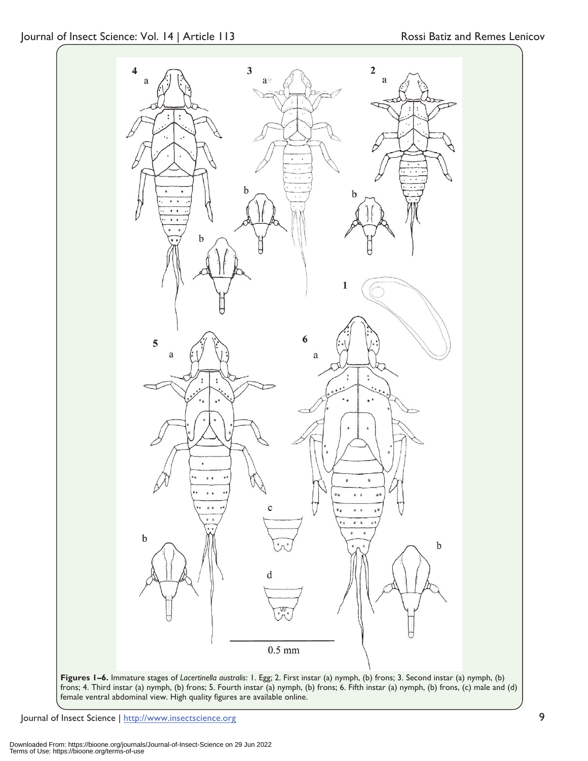**Figures 1–6.** Immature stages of *Lacertinella australis*: 1. Egg; 2. First instar (a) nymph, (b) frons; 3. Second instar (a) nymph, (b) frons; 4. Third instar (a) nymph, (b) frons; 5. Fourth instar (a) nymph, (b) frons; 6. Fifth instar (a) nymph, (b) frons, (c) male and (d) female ventral abdominal view. High quality figures are available online.